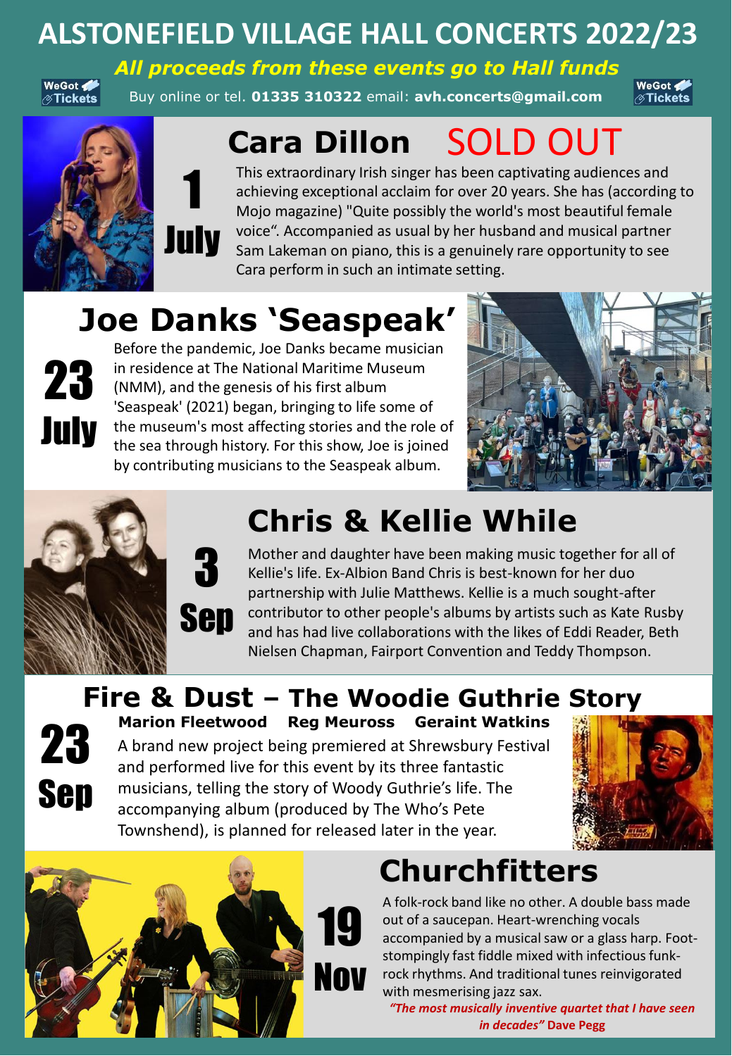# ALSTONEFIELD VILLAGE HALL CONCERTS 2022/23

***All proceeds from these events go to Hall funds***

WeGot Tickets

Buy online or tel. **01335 310322** email: **avh.concerts@gmail.com**

WeGot Tickets

## Cara Dillon SOLD OUT

**1 July**

This extraordinary Irish singer has been captivating audiences and achieving exceptional acclaim for over 20 years. She has (according to Mojo magazine) "Quite possibly the world's most beautiful female voice". Accompanied as usual by her husband and musical partner Sam Lakeman on piano, this is a genuinely rare opportunity to see Cara perform in such an intimate setting.

## Joe Danks 'Seaspeak'

**23 July**

Before the pandemic, Joe Danks became musician in residence at The National Maritime Museum (NMM), and the genesis of his first album 'Seaspeak' (2021) began, bringing to life some of the museum's most affecting stories and the role of the sea through history. For this show, Joe is joined by contributing musicians to the Seaspeak album.

## Chris & Kellie While

**3 Sep**

Mother and daughter have been making music together for all of Kellie's life. Ex-Albion Band Chris is best-known for her duo partnership with Julie Matthews. Kellie is a much sought-after contributor to other people's albums by artists such as Kate Rusby and has had live collaborations with the likes of Eddi Reader, Beth Nielsen Chapman, Fairport Convention and Teddy Thompson.

## Fire & Dust – The Woodie Guthrie Story

**23 Sep**

**Marion Fleetwood    Reg Meuross    Geraint Watkins**

A brand new project being premiered at Shrewsbury Festival and performed live for this event by its three fantastic musicians, telling the story of Woody Guthrie's life. The accompanying album (produced by The Who's Pete Townshend), is planned for released later in the year.

## Churchfitters

**19 Nov**

A folk-rock band like no other. A double bass made out of a saucepan. Heart-wrenching vocals accompanied by a musical saw or a glass harp. Foot-stompingly fast fiddle mixed with infectious funk-rock rhythms. And traditional tunes reinvigorated with mesmerising jazz sax.

***"The most musically inventive quartet that I have seen in decades"*** **Dave Pegg**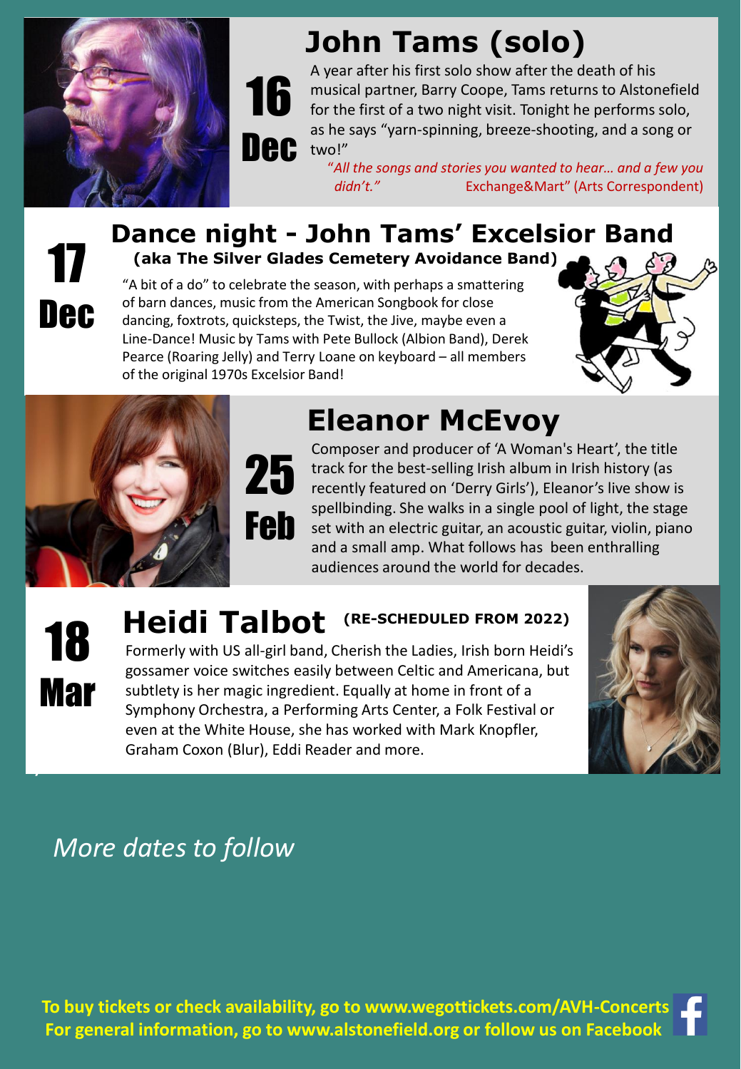## John Tams (solo)

**16 Dec**

A year after his first solo show after the death of his musical partner, Barry Coope, Tams returns to Alstonefield for the first of a two night visit. Tonight he performs solo, as he says "yarn-spinning, breeze-shooting, and a song or two!"

*"All the songs and stories you wanted to hear… and a few you didn't."* Exchange&Mart" (Arts Correspondent)

## Dance night - John Tams' Excelsior Band

**(aka The Silver Glades Cemetery Avoidance Band)**

**17 Dec**

"A bit of a do" to celebrate the season, with perhaps a smattering of barn dances, music from the American Songbook for close dancing, foxtrots, quicksteps, the Twist, the Jive, maybe even a Line-Dance! Music by Tams with Pete Bullock (Albion Band), Derek Pearce (Roaring Jelly) and Terry Loane on keyboard – all members of the original 1970s Excelsior Band!

## Eleanor McEvoy

**25 Feb**

Composer and producer of 'A Woman's Heart', the title track for the best-selling Irish album in Irish history (as recently featured on 'Derry Girls'), Eleanor's live show is spellbinding. She walks in a single pool of light, the stage set with an electric guitar, an acoustic guitar, violin, piano and a small amp. What follows has been enthralling audiences around the world for decades.

## Heidi Talbot (RE-SCHEDULED FROM 2022)

**18 Mar**

Formerly with US all-girl band, Cherish the Ladies, Irish born Heidi's gossamer voice switches easily between Celtic and Americana, but subtlety is her magic ingredient. Equally at home in front of a Symphony Orchestra, a Performing Arts Center, a Folk Festival or even at the White House, she has worked with Mark Knopfler, Graham Coxon (Blur), Eddi Reader and more.

*More dates to follow*

**To buy tickets or check availability, go to www.wegottickets.com/AVH-Concerts**
**For general information, go to www.alstonefield.org or follow us on Facebook**